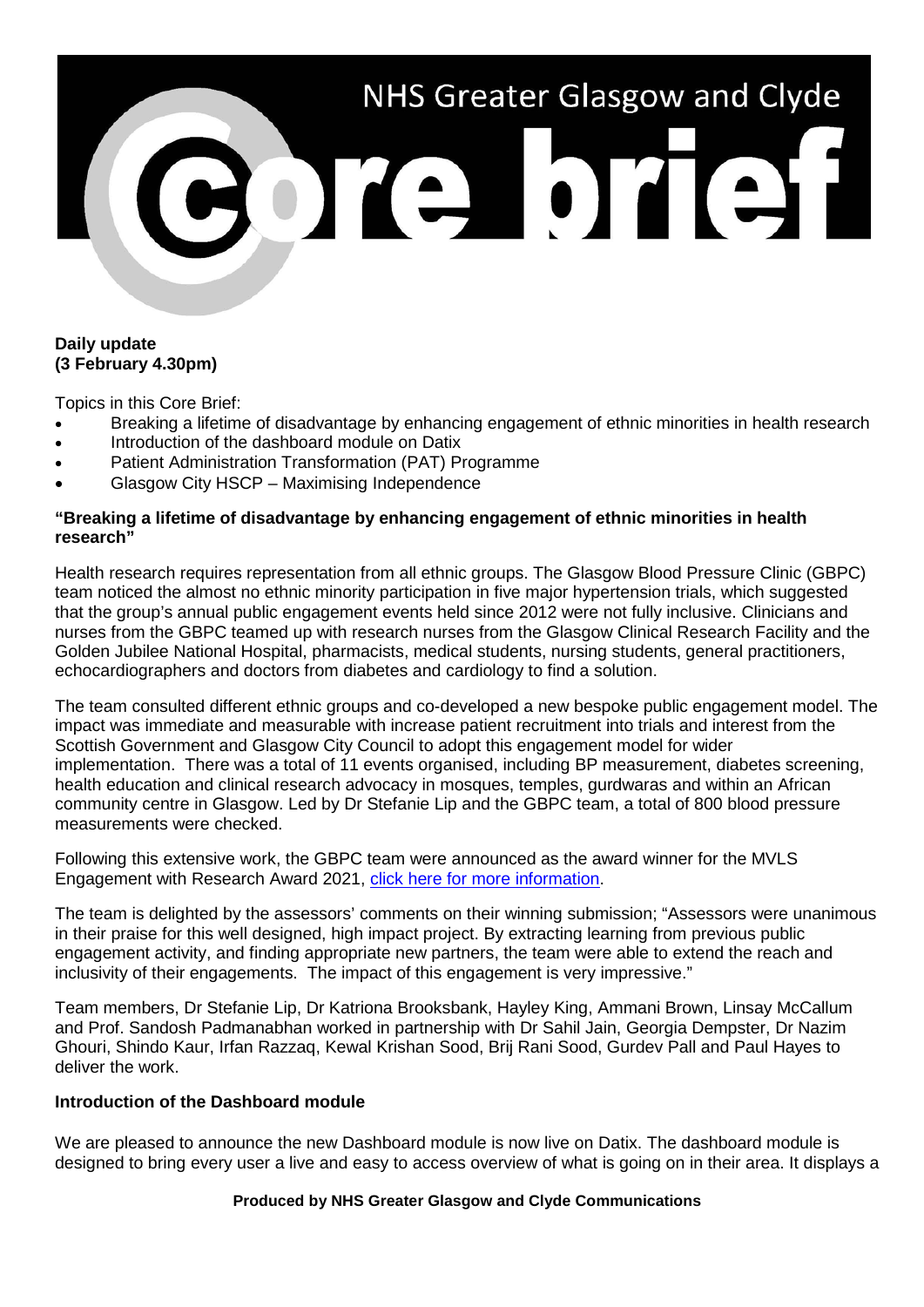# NHS Greater Glasgow and Clyde Core brief

**Daily update**
**(3 February 4.30pm)**

Topics in this Core Brief:

- Breaking a lifetime of disadvantage by enhancing engagement of ethnic minorities in health research
- Introduction of the dashboard module on Datix
- Patient Administration Transformation (PAT) Programme
- Glasgow City HSCP – Maximising Independence

## "Breaking a lifetime of disadvantage by enhancing engagement of ethnic minorities in health research"

Health research requires representation from all ethnic groups. The Glasgow Blood Pressure Clinic (GBPC) team noticed the almost no ethnic minority participation in five major hypertension trials, which suggested that the group's annual public engagement events held since 2012 were not fully inclusive. Clinicians and nurses from the GBPC teamed up with research nurses from the Glasgow Clinical Research Facility and the Golden Jubilee National Hospital, pharmacists, medical students, nursing students, general practitioners, echocardiographers and doctors from diabetes and cardiology to find a solution.

The team consulted different ethnic groups and co-developed a new bespoke public engagement model. The impact was immediate and measurable with increase patient recruitment into trials and interest from the Scottish Government and Glasgow City Council to adopt this engagement model for wider implementation. There was a total of 11 events organised, including BP measurement, diabetes screening, health education and clinical research advocacy in mosques, temples, gurdwaras and within an African community centre in Glasgow. Led by Dr Stefanie Lip and the GBPC team, a total of 800 blood pressure measurements were checked.

Following this extensive work, the GBPC team were announced as the award winner for the MVLS Engagement with Research Award 2021, [click here for more information](#).

The team is delighted by the assessors' comments on their winning submission; "Assessors were unanimous in their praise for this well designed, high impact project. By extracting learning from previous public engagement activity, and finding appropriate new partners, the team were able to extend the reach and inclusivity of their engagements. The impact of this engagement is very impressive."

Team members, Dr Stefanie Lip, Dr Katriona Brooksbank, Hayley King, Ammani Brown, Linsay McCallum and Prof. Sandosh Padmanabhan worked in partnership with Dr Sahil Jain, Georgia Dempster, Dr Nazim Ghouri, Shindo Kaur, Irfan Razzaq, Kewal Krishan Sood, Brij Rani Sood, Gurdev Pall and Paul Hayes to deliver the work.

## Introduction of the Dashboard module

We are pleased to announce the new Dashboard module is now live on Datix. The dashboard module is designed to bring every user a live and easy to access overview of what is going on in their area. It displays a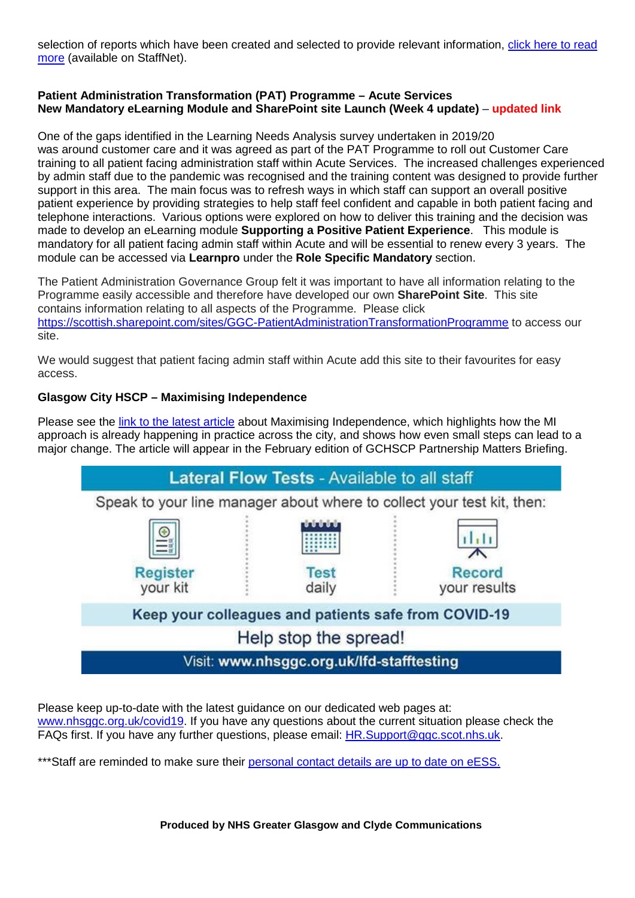selection of reports which have been created and selected to provide relevant information, click here to read more (available on StaffNet).

**Patient Administration Transformation (PAT) Programme – Acute Services**
**New Mandatory eLearning Module and SharePoint site Launch (Week 4 update)** – **updated link**

One of the gaps identified in the Learning Needs Analysis survey undertaken in 2019/20 was around customer care and it was agreed as part of the PAT Programme to roll out Customer Care training to all patient facing administration staff within Acute Services. The increased challenges experienced by admin staff due to the pandemic was recognised and the training content was designed to provide further support in this area. The main focus was to refresh ways in which staff can support an overall positive patient experience by providing strategies to help staff feel confident and capable in both patient facing and telephone interactions. Various options were explored on how to deliver this training and the decision was made to develop an eLearning module **Supporting a Positive Patient Experience**. This module is mandatory for all patient facing admin staff within Acute and will be essential to renew every 3 years. The module can be accessed via **Learnpro** under the **Role Specific Mandatory** section.

The Patient Administration Governance Group felt it was important to have all information relating to the Programme easily accessible and therefore have developed our own **SharePoint Site**. This site contains information relating to all aspects of the Programme. Please click https://scottish.sharepoint.com/sites/GGC-PatientAdministrationTransformationProgramme to access our site.

We would suggest that patient facing admin staff within Acute add this site to their favourites for easy access.

**Glasgow City HSCP – Maximising Independence**

Please see the link to the latest article about Maximising Independence, which highlights how the MI approach is already happening in practice across the city, and shows how even small steps can lead to a major change. The article will appear in the February edition of GCHSCP Partnership Matters Briefing.

**Lateral Flow Tests** - Available to all staff

Speak to your line manager about where to collect your test kit, then:

**Register** your kit

**Test** daily

**Record** your results

**Keep your colleagues and patients safe from COVID-19**

Help stop the spread!

Visit: **www.nhsggc.org.uk/lfd-stafftesting**

Please keep up-to-date with the latest guidance on our dedicated web pages at: www.nhsggc.org.uk/covid19. If you have any questions about the current situation please check the FAQs first. If you have any further questions, please email: HR.Support@ggc.scot.nhs.uk.

***Staff are reminded to make sure their personal contact details are up to date on eESS.

**Produced by NHS Greater Glasgow and Clyde Communications**